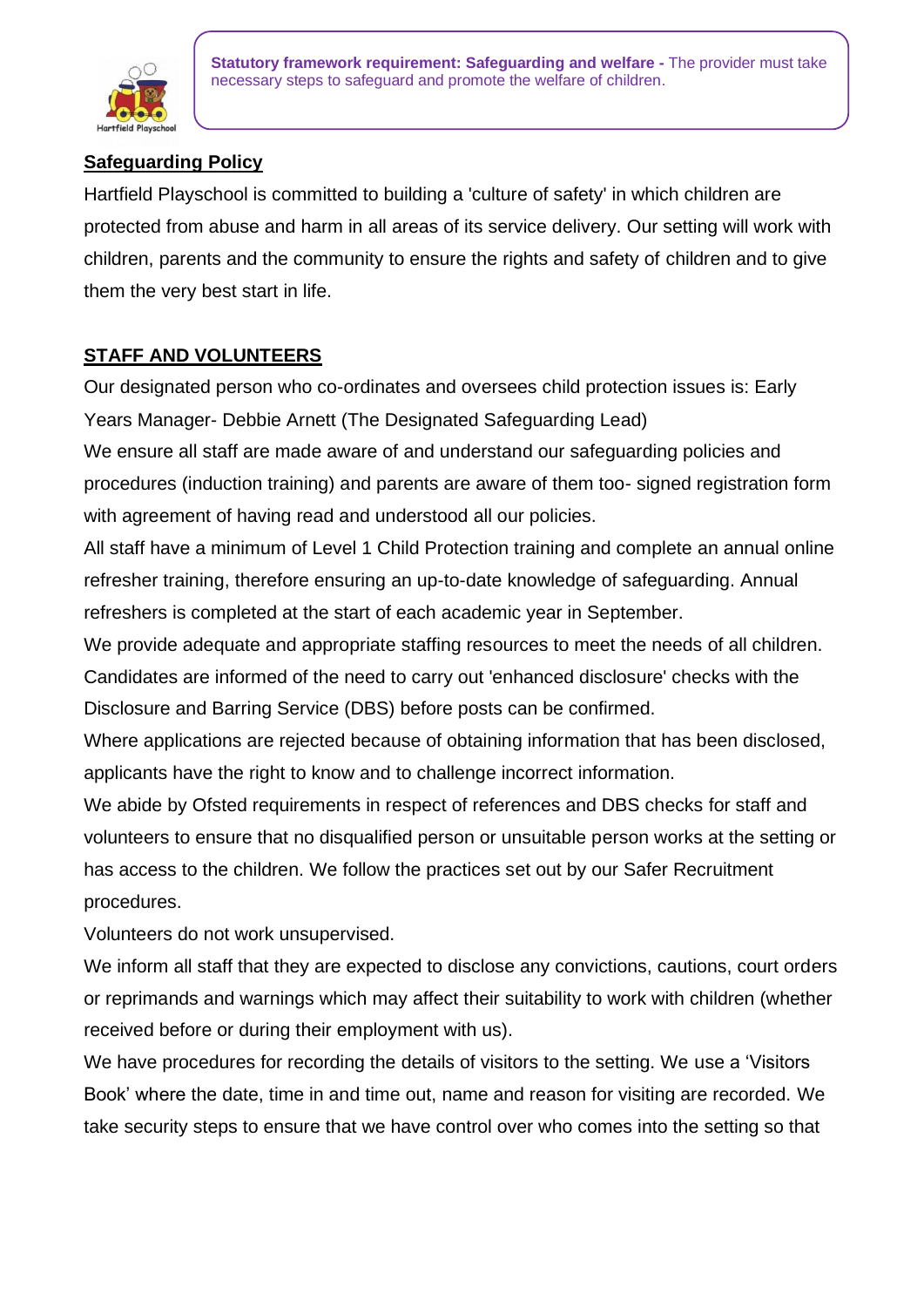**Statutory framework requirement: Safeguarding and welfare -** The provider must take necessary steps to safeguard and promote the welfare of children.

## Safeguarding Policy

Hartfield Playschool is committed to building a 'culture of safety' in which children are protected from abuse and harm in all areas of its service delivery. Our setting will work with children, parents and the community to ensure the rights and safety of children and to give them the very best start in life.

## STAFF AND VOLUNTEERS

Our designated person who co-ordinates and oversees child protection issues is: Early Years Manager- Debbie Arnett (The Designated Safeguarding Lead)

We ensure all staff are made aware of and understand our safeguarding policies and procedures (induction training) and parents are aware of them too- signed registration form with agreement of having read and understood all our policies.

All staff have a minimum of Level 1 Child Protection training and complete an annual online refresher training, therefore ensuring an up-to-date knowledge of safeguarding. Annual refreshers is completed at the start of each academic year in September.

We provide adequate and appropriate staffing resources to meet the needs of all children.

Candidates are informed of the need to carry out 'enhanced disclosure' checks with the Disclosure and Barring Service (DBS) before posts can be confirmed.

Where applications are rejected because of obtaining information that has been disclosed, applicants have the right to know and to challenge incorrect information.

We abide by Ofsted requirements in respect of references and DBS checks for staff and volunteers to ensure that no disqualified person or unsuitable person works at the setting or has access to the children. We follow the practices set out by our Safer Recruitment procedures.

Volunteers do not work unsupervised.

We inform all staff that they are expected to disclose any convictions, cautions, court orders or reprimands and warnings which may affect their suitability to work with children (whether received before or during their employment with us).

We have procedures for recording the details of visitors to the setting. We use a 'Visitors Book' where the date, time in and time out, name and reason for visiting are recorded. We take security steps to ensure that we have control over who comes into the setting so that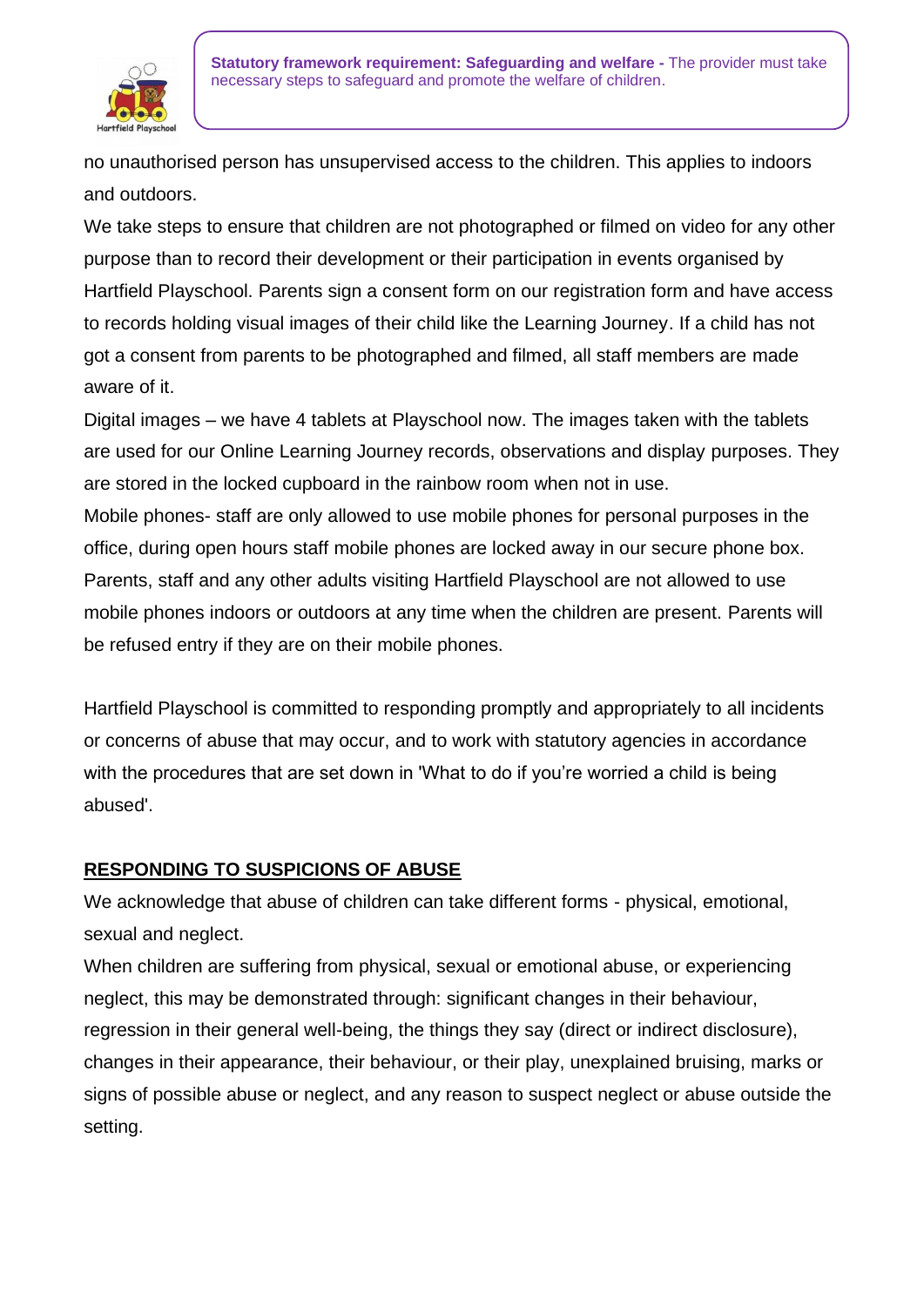no unauthorised person has unsupervised access to the children. This applies to indoors and outdoors.

We take steps to ensure that children are not photographed or filmed on video for any other purpose than to record their development or their participation in events organised by Hartfield Playschool. Parents sign a consent form on our registration form and have access to records holding visual images of their child like the Learning Journey. If a child has not got a consent from parents to be photographed and filmed, all staff members are made aware of it.

Digital images – we have 4 tablets at Playschool now. The images taken with the tablets are used for our Online Learning Journey records, observations and display purposes. They are stored in the locked cupboard in the rainbow room when not in use.

Mobile phones- staff are only allowed to use mobile phones for personal purposes in the office, during open hours staff mobile phones are locked away in our secure phone box. Parents, staff and any other adults visiting Hartfield Playschool are not allowed to use mobile phones indoors or outdoors at any time when the children are present. Parents will be refused entry if they are on their mobile phones.

Hartfield Playschool is committed to responding promptly and appropriately to all incidents or concerns of abuse that may occur, and to work with statutory agencies in accordance with the procedures that are set down in 'What to do if you're worried a child is being abused'.

## RESPONDING TO SUSPICIONS OF ABUSE

We acknowledge that abuse of children can take different forms - physical, emotional, sexual and neglect.

When children are suffering from physical, sexual or emotional abuse, or experiencing neglect, this may be demonstrated through: significant changes in their behaviour, regression in their general well-being, the things they say (direct or indirect disclosure), changes in their appearance, their behaviour, or their play, unexplained bruising, marks or signs of possible abuse or neglect, and any reason to suspect neglect or abuse outside the setting.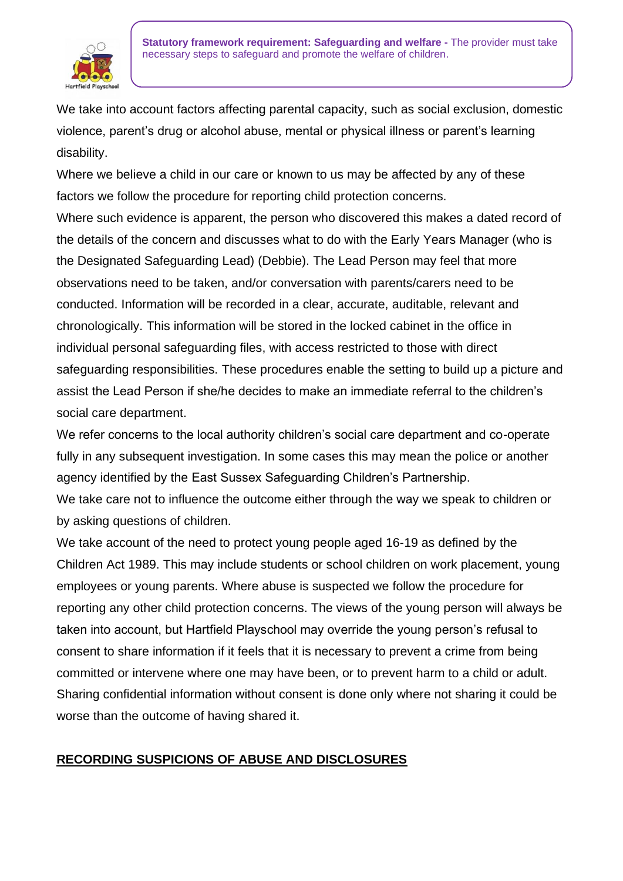We take into account factors affecting parental capacity, such as social exclusion, domestic violence, parent's drug or alcohol abuse, mental or physical illness or parent's learning disability.

Where we believe a child in our care or known to us may be affected by any of these factors we follow the procedure for reporting child protection concerns.

Where such evidence is apparent, the person who discovered this makes a dated record of the details of the concern and discusses what to do with the Early Years Manager (who is the Designated Safeguarding Lead) (Debbie). The Lead Person may feel that more observations need to be taken, and/or conversation with parents/carers need to be conducted. Information will be recorded in a clear, accurate, auditable, relevant and chronologically. This information will be stored in the locked cabinet in the office in individual personal safeguarding files, with access restricted to those with direct safeguarding responsibilities. These procedures enable the setting to build up a picture and assist the Lead Person if she/he decides to make an immediate referral to the children's social care department.

We refer concerns to the local authority children's social care department and co-operate fully in any subsequent investigation. In some cases this may mean the police or another agency identified by the East Sussex Safeguarding Children's Partnership.

We take care not to influence the outcome either through the way we speak to children or by asking questions of children.

We take account of the need to protect young people aged 16-19 as defined by the Children Act 1989. This may include students or school children on work placement, young employees or young parents. Where abuse is suspected we follow the procedure for reporting any other child protection concerns. The views of the young person will always be taken into account, but Hartfield Playschool may override the young person's refusal to consent to share information if it feels that it is necessary to prevent a crime from being committed or intervene where one may have been, or to prevent harm to a child or adult. Sharing confidential information without consent is done only where not sharing it could be worse than the outcome of having shared it.

## RECORDING SUSPICIONS OF ABUSE AND DISCLOSURES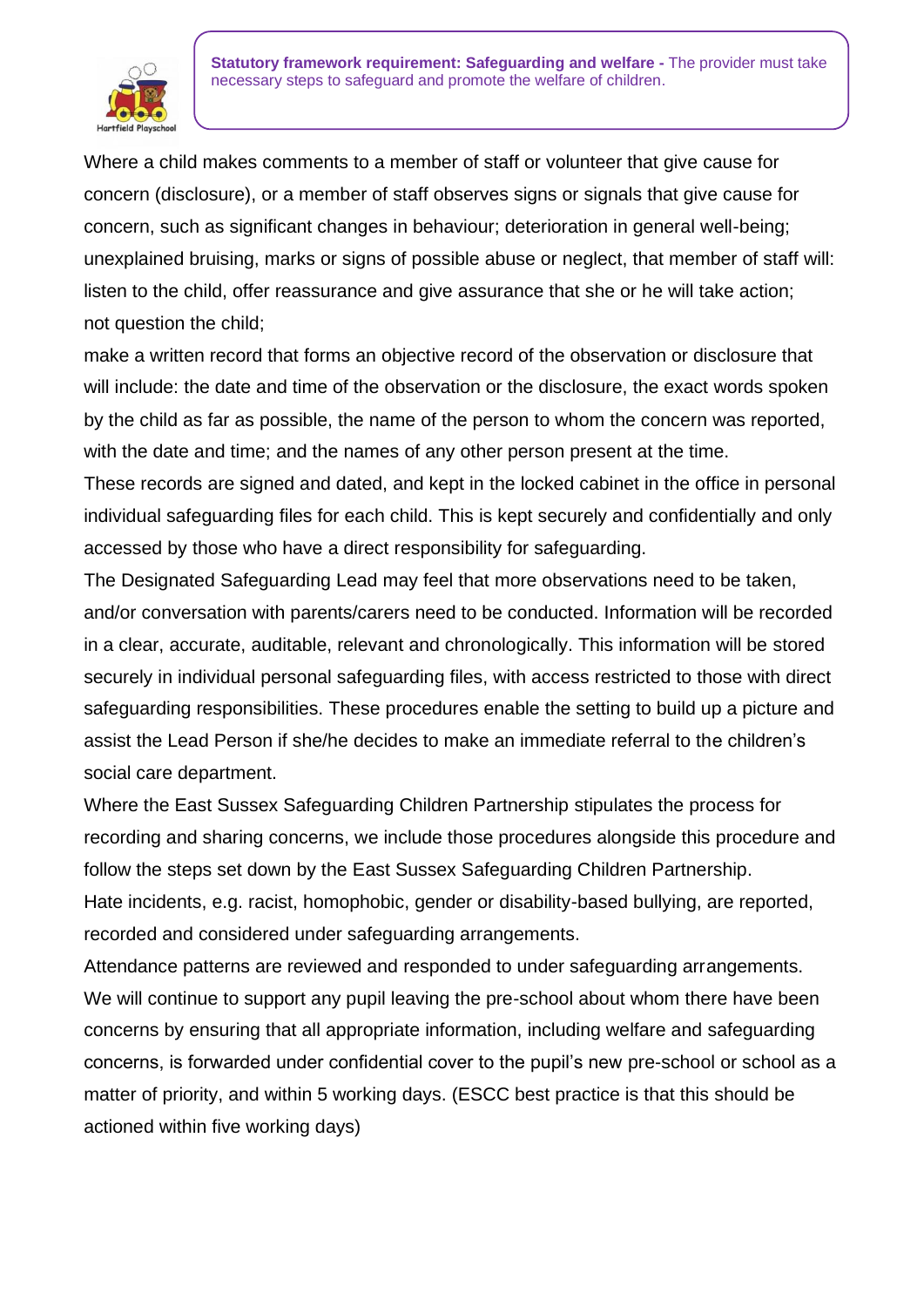**Statutory framework requirement: Safeguarding and welfare -** The provider must take necessary steps to safeguard and promote the welfare of children.

Where a child makes comments to a member of staff or volunteer that give cause for concern (disclosure), or a member of staff observes signs or signals that give cause for concern, such as significant changes in behaviour; deterioration in general well-being; unexplained bruising, marks or signs of possible abuse or neglect, that member of staff will:
listen to the child, offer reassurance and give assurance that she or he will take action;
not question the child;
make a written record that forms an objective record of the observation or disclosure that will include: the date and time of the observation or the disclosure, the exact words spoken by the child as far as possible, the name of the person to whom the concern was reported, with the date and time; and the names of any other person present at the time.
These records are signed and dated, and kept in the locked cabinet in the office in personal individual safeguarding files for each child. This is kept securely and confidentially and only accessed by those who have a direct responsibility for safeguarding.
The Designated Safeguarding Lead may feel that more observations need to be taken, and/or conversation with parents/carers need to be conducted. Information will be recorded in a clear, accurate, auditable, relevant and chronologically. This information will be stored securely in individual personal safeguarding files, with access restricted to those with direct safeguarding responsibilities. These procedures enable the setting to build up a picture and assist the Lead Person if she/he decides to make an immediate referral to the children's social care department.
Where the East Sussex Safeguarding Children Partnership stipulates the process for recording and sharing concerns, we include those procedures alongside this procedure and follow the steps set down by the East Sussex Safeguarding Children Partnership.
Hate incidents, e.g. racist, homophobic, gender or disability-based bullying, are reported, recorded and considered under safeguarding arrangements.
Attendance patterns are reviewed and responded to under safeguarding arrangements.
We will continue to support any pupil leaving the pre-school about whom there have been concerns by ensuring that all appropriate information, including welfare and safeguarding concerns, is forwarded under confidential cover to the pupil's new pre-school or school as a matter of priority, and within 5 working days. (ESCC best practice is that this should be actioned within five working days)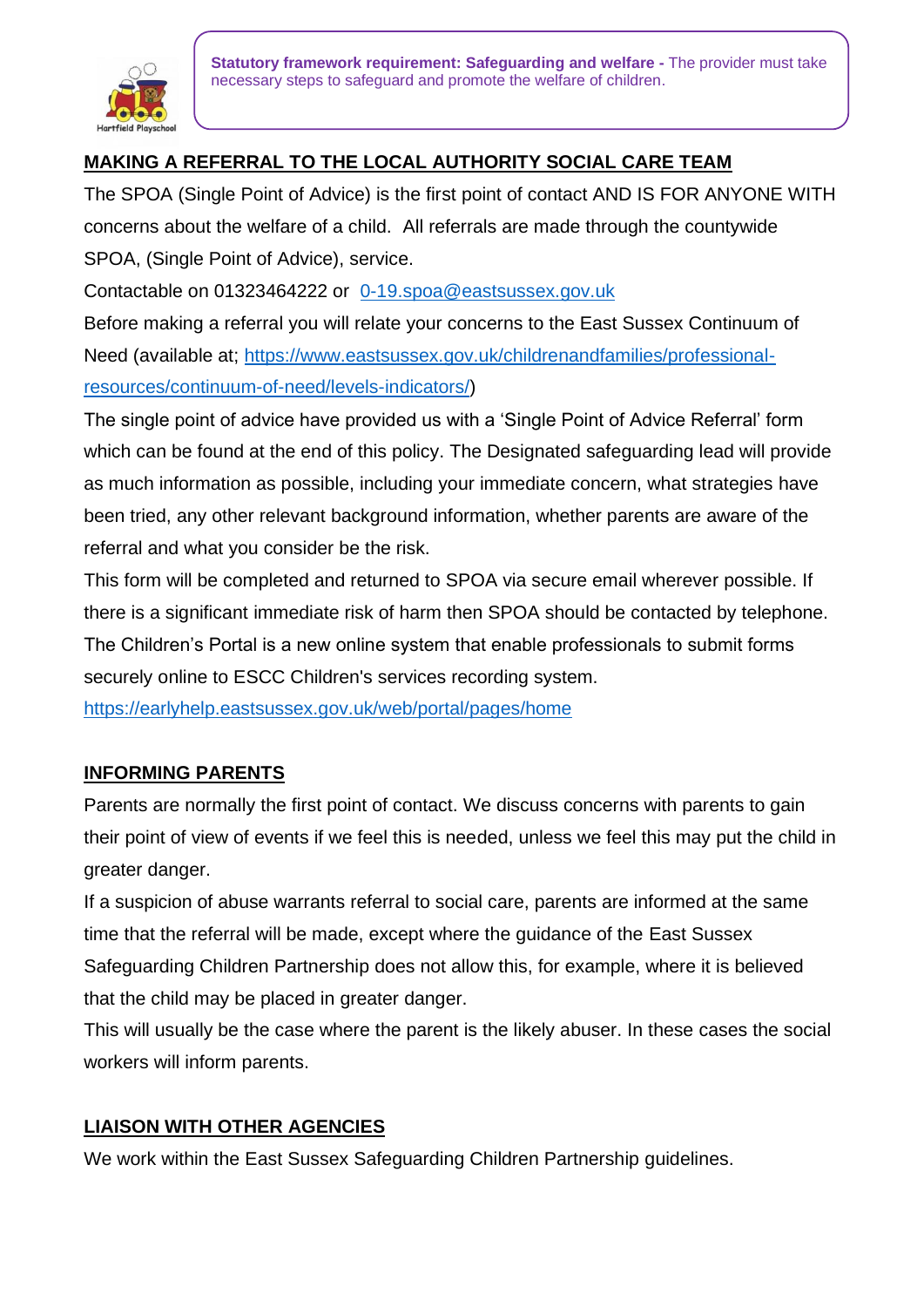**Statutory framework requirement: Safeguarding and welfare -** The provider must take necessary steps to safeguard and promote the welfare of children.

## MAKING A REFERRAL TO THE LOCAL AUTHORITY SOCIAL CARE TEAM

The SPOA (Single Point of Advice) is the first point of contact AND IS FOR ANYONE WITH concerns about the welfare of a child. All referrals are made through the countywide SPOA, (Single Point of Advice), service.

Contactable on 01323464222 or [0-19.spoa@eastsussex.gov.uk](mailto:0-19.spoa@eastsussex.gov.uk)

Before making a referral you will relate your concerns to the East Sussex Continuum of Need (available at; [https://www.eastsussex.gov.uk/childrenandfamilies/professional-resources/continuum-of-need/levels-indicators/](https://www.eastsussex.gov.uk/childrenandfamilies/professional-resources/continuum-of-need/levels-indicators/))

The single point of advice have provided us with a 'Single Point of Advice Referral' form which can be found at the end of this policy. The Designated safeguarding lead will provide as much information as possible, including your immediate concern, what strategies have been tried, any other relevant background information, whether parents are aware of the referral and what you consider be the risk.

This form will be completed and returned to SPOA via secure email wherever possible. If there is a significant immediate risk of harm then SPOA should be contacted by telephone.

The Children's Portal is a new online system that enable professionals to submit forms securely online to ESCC Children's services recording system.

[https://earlyhelp.eastsussex.gov.uk/web/portal/pages/home](https://earlyhelp.eastsussex.gov.uk/web/portal/pages/home)

## INFORMING PARENTS

Parents are normally the first point of contact. We discuss concerns with parents to gain their point of view of events if we feel this is needed, unless we feel this may put the child in greater danger.

If a suspicion of abuse warrants referral to social care, parents are informed at the same time that the referral will be made, except where the guidance of the East Sussex Safeguarding Children Partnership does not allow this, for example, where it is believed that the child may be placed in greater danger.

This will usually be the case where the parent is the likely abuser. In these cases the social workers will inform parents.

## LIAISON WITH OTHER AGENCIES

We work within the East Sussex Safeguarding Children Partnership guidelines.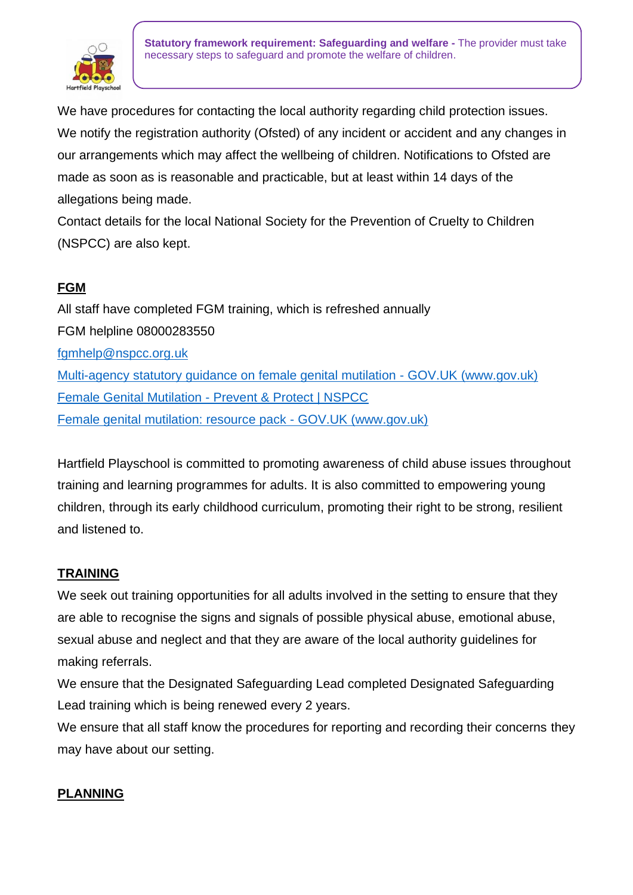**Statutory framework requirement: Safeguarding and welfare -** The provider must take necessary steps to safeguard and promote the welfare of children.

We have procedures for contacting the local authority regarding child protection issues. We notify the registration authority (Ofsted) of any incident or accident and any changes in our arrangements which may affect the wellbeing of children. Notifications to Ofsted are made as soon as is reasonable and practicable, but at least within 14 days of the allegations being made.

Contact details for the local National Society for the Prevention of Cruelty to Children (NSPCC) are also kept.

**FGM**

All staff have completed FGM training, which is refreshed annually

FGM helpline 08000283550

fgmhelp@nspcc.org.uk

Multi-agency statutory guidance on female genital mutilation - GOV.UK (www.gov.uk)

Female Genital Mutilation - Prevent & Protect | NSPCC

Female genital mutilation: resource pack - GOV.UK (www.gov.uk)

Hartfield Playschool is committed to promoting awareness of child abuse issues throughout training and learning programmes for adults. It is also committed to empowering young children, through its early childhood curriculum, promoting their right to be strong, resilient and listened to.

**TRAINING**

We seek out training opportunities for all adults involved in the setting to ensure that they are able to recognise the signs and signals of possible physical abuse, emotional abuse, sexual abuse and neglect and that they are aware of the local authority guidelines for making referrals.

We ensure that the Designated Safeguarding Lead completed Designated Safeguarding Lead training which is being renewed every 2 years.

We ensure that all staff know the procedures for reporting and recording their concerns they may have about our setting.

**PLANNING**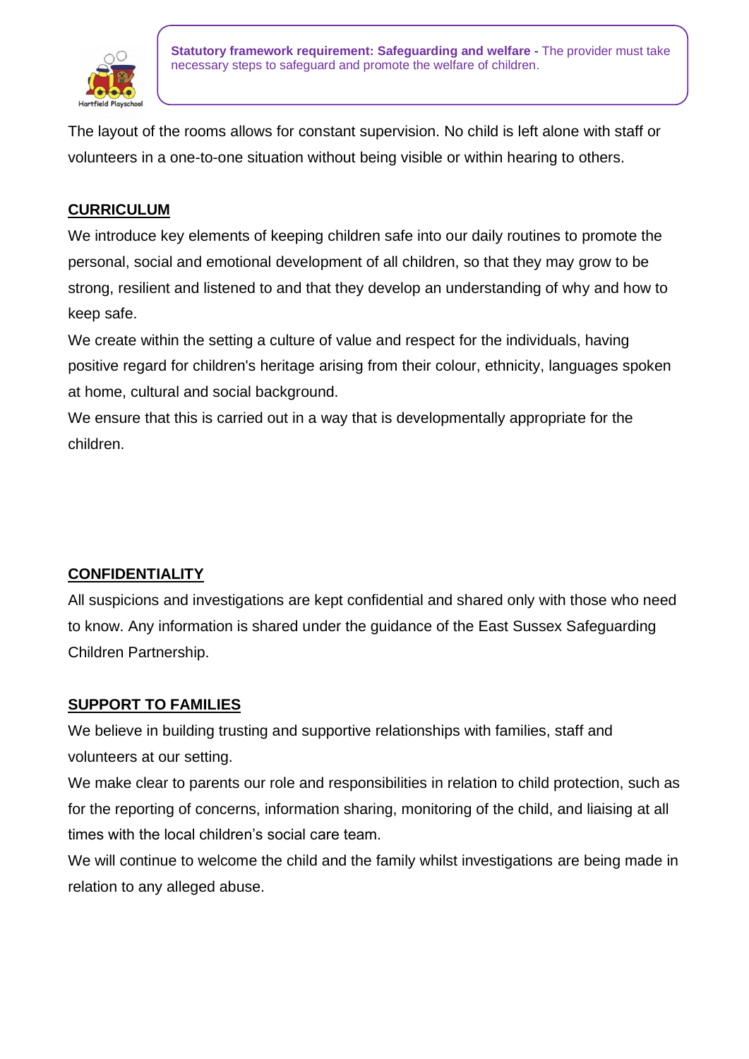**Statutory framework requirement: Safeguarding and welfare -** The provider must take necessary steps to safeguard and promote the welfare of children.

The layout of the rooms allows for constant supervision. No child is left alone with staff or volunteers in a one-to-one situation without being visible or within hearing to others.

## CURRICULUM

We introduce key elements of keeping children safe into our daily routines to promote the personal, social and emotional development of all children, so that they may grow to be strong, resilient and listened to and that they develop an understanding of why and how to keep safe.

We create within the setting a culture of value and respect for the individuals, having positive regard for children's heritage arising from their colour, ethnicity, languages spoken at home, cultural and social background.

We ensure that this is carried out in a way that is developmentally appropriate for the children.

## CONFIDENTIALITY

All suspicions and investigations are kept confidential and shared only with those who need to know. Any information is shared under the guidance of the East Sussex Safeguarding Children Partnership.

## SUPPORT TO FAMILIES

We believe in building trusting and supportive relationships with families, staff and volunteers at our setting.

We make clear to parents our role and responsibilities in relation to child protection, such as for the reporting of concerns, information sharing, monitoring of the child, and liaising at all times with the local children's social care team.

We will continue to welcome the child and the family whilst investigations are being made in relation to any alleged abuse.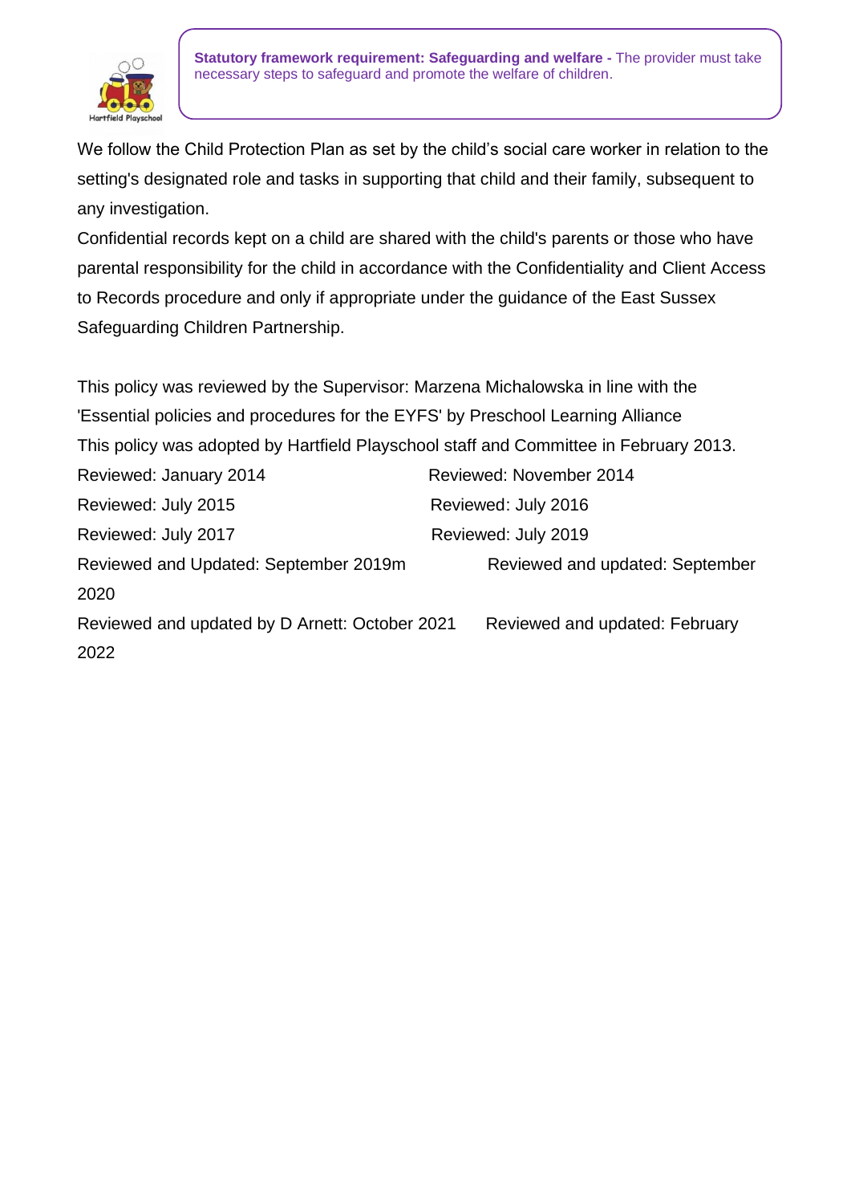**Statutory framework requirement: Safeguarding and welfare -** The provider must take necessary steps to safeguard and promote the welfare of children.

We follow the Child Protection Plan as set by the child's social care worker in relation to the setting's designated role and tasks in supporting that child and their family, subsequent to any investigation.

Confidential records kept on a child are shared with the child's parents or those who have parental responsibility for the child in accordance with the Confidentiality and Client Access to Records procedure and only if appropriate under the guidance of the East Sussex Safeguarding Children Partnership.

This policy was reviewed by the Supervisor: Marzena Michalowska in line with the 'Essential policies and procedures for the EYFS' by Preschool Learning Alliance

This policy was adopted by Hartfield Playschool staff and Committee in February 2013.

Reviewed: January 2014
Reviewed: November 2014
Reviewed: July 2015
Reviewed: July 2016
Reviewed: July 2017
Reviewed: July 2019
Reviewed and Updated: September 2019m
Reviewed and updated: September 2020
Reviewed and updated by D Arnett: October 2021
Reviewed and updated: February 2022